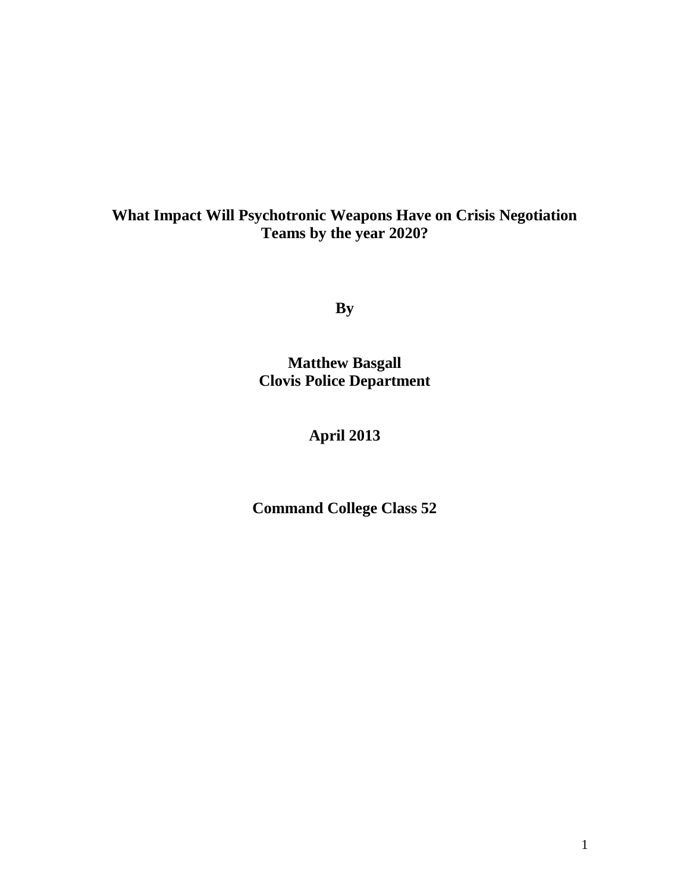# What Impact Will Psychotronic Weapons Have on Crisis Negotiation Teams by the year 2020?

**By**

**Matthew Basgall**
**Clovis Police Department**

**April 2013**

**Command College Class 52**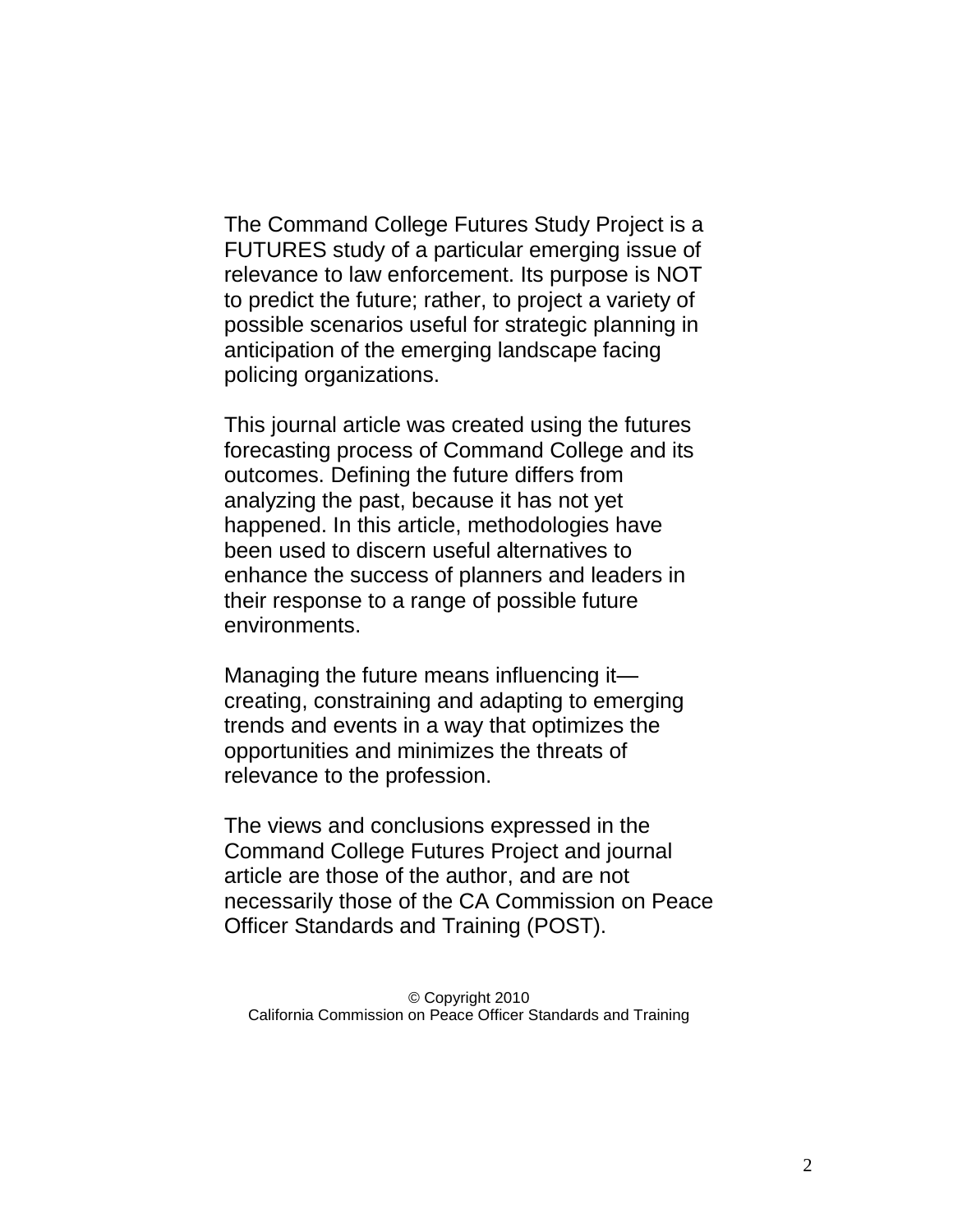The Command College Futures Study Project is a FUTURES study of a particular emerging issue of relevance to law enforcement. Its purpose is NOT to predict the future; rather, to project a variety of possible scenarios useful for strategic planning in anticipation of the emerging landscape facing policing organizations.

This journal article was created using the futures forecasting process of Command College and its outcomes. Defining the future differs from analyzing the past, because it has not yet happened. In this article, methodologies have been used to discern useful alternatives to enhance the success of planners and leaders in their response to a range of possible future environments.

Managing the future means influencing it—creating, constraining and adapting to emerging trends and events in a way that optimizes the opportunities and minimizes the threats of relevance to the profession.

The views and conclusions expressed in the Command College Futures Project and journal article are those of the author, and are not necessarily those of the CA Commission on Peace Officer Standards and Training (POST).

© Copyright 2010
California Commission on Peace Officer Standards and Training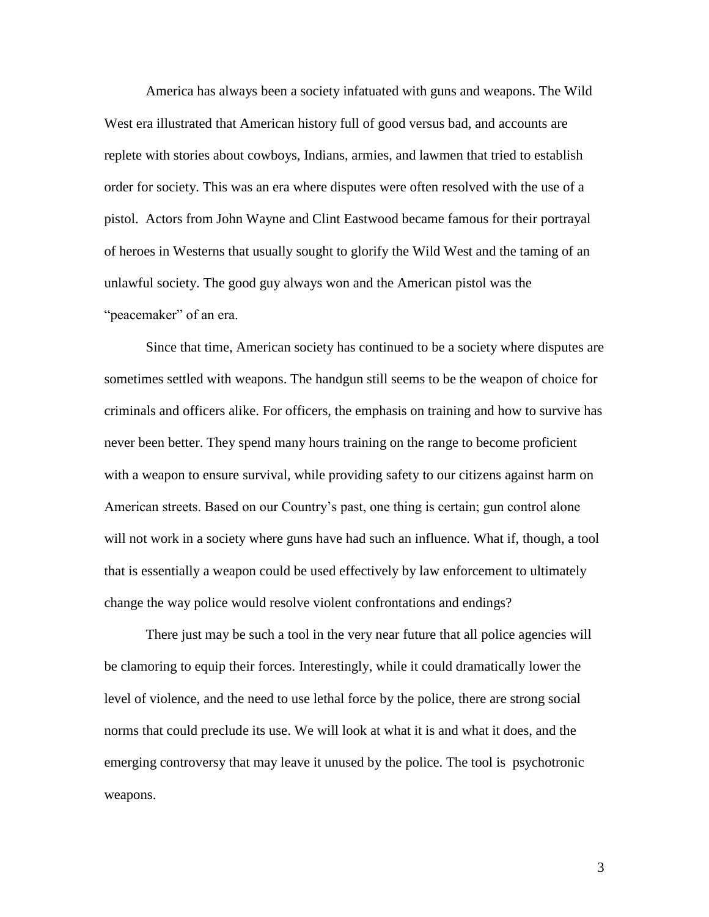America has always been a society infatuated with guns and weapons. The Wild West era illustrated that American history full of good versus bad, and accounts are replete with stories about cowboys, Indians, armies, and lawmen that tried to establish order for society. This was an era where disputes were often resolved with the use of a pistol. Actors from John Wayne and Clint Eastwood became famous for their portrayal of heroes in Westerns that usually sought to glorify the Wild West and the taming of an unlawful society. The good guy always won and the American pistol was the "peacemaker" of an era.

Since that time, American society has continued to be a society where disputes are sometimes settled with weapons. The handgun still seems to be the weapon of choice for criminals and officers alike. For officers, the emphasis on training and how to survive has never been better. They spend many hours training on the range to become proficient with a weapon to ensure survival, while providing safety to our citizens against harm on American streets. Based on our Country's past, one thing is certain; gun control alone will not work in a society where guns have had such an influence. What if, though, a tool that is essentially a weapon could be used effectively by law enforcement to ultimately change the way police would resolve violent confrontations and endings?

There just may be such a tool in the very near future that all police agencies will be clamoring to equip their forces. Interestingly, while it could dramatically lower the level of violence, and the need to use lethal force by the police, there are strong social norms that could preclude its use. We will look at what it is and what it does, and the emerging controversy that may leave it unused by the police. The tool is psychotronic weapons.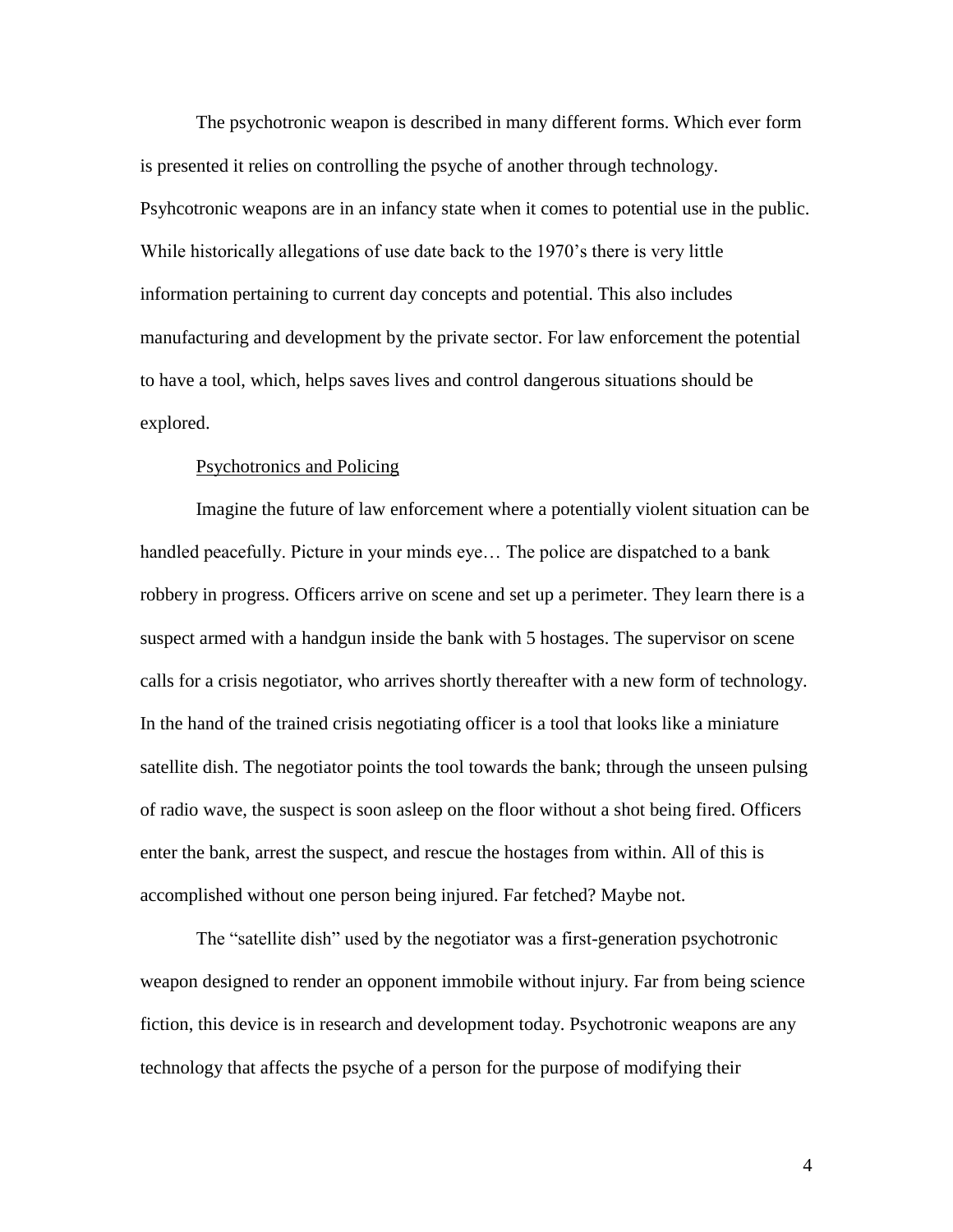The psychotronic weapon is described in many different forms. Which ever form is presented it relies on controlling the psyche of another through technology. Psyhcotronic weapons are in an infancy state when it comes to potential use in the public. While historically allegations of use date back to the 1970's there is very little information pertaining to current day concepts and potential. This also includes manufacturing and development by the private sector. For law enforcement the potential to have a tool, which, helps saves lives and control dangerous situations should be explored.

<u>Psychotronics and Policing</u>

Imagine the future of law enforcement where a potentially violent situation can be handled peacefully. Picture in your minds eye… The police are dispatched to a bank robbery in progress. Officers arrive on scene and set up a perimeter. They learn there is a suspect armed with a handgun inside the bank with 5 hostages. The supervisor on scene calls for a crisis negotiator, who arrives shortly thereafter with a new form of technology. In the hand of the trained crisis negotiating officer is a tool that looks like a miniature satellite dish. The negotiator points the tool towards the bank; through the unseen pulsing of radio wave, the suspect is soon asleep on the floor without a shot being fired. Officers enter the bank, arrest the suspect, and rescue the hostages from within. All of this is accomplished without one person being injured. Far fetched? Maybe not.

The "satellite dish" used by the negotiator was a first-generation psychotronic weapon designed to render an opponent immobile without injury. Far from being science fiction, this device is in research and development today. Psychotronic weapons are any technology that affects the psyche of a person for the purpose of modifying their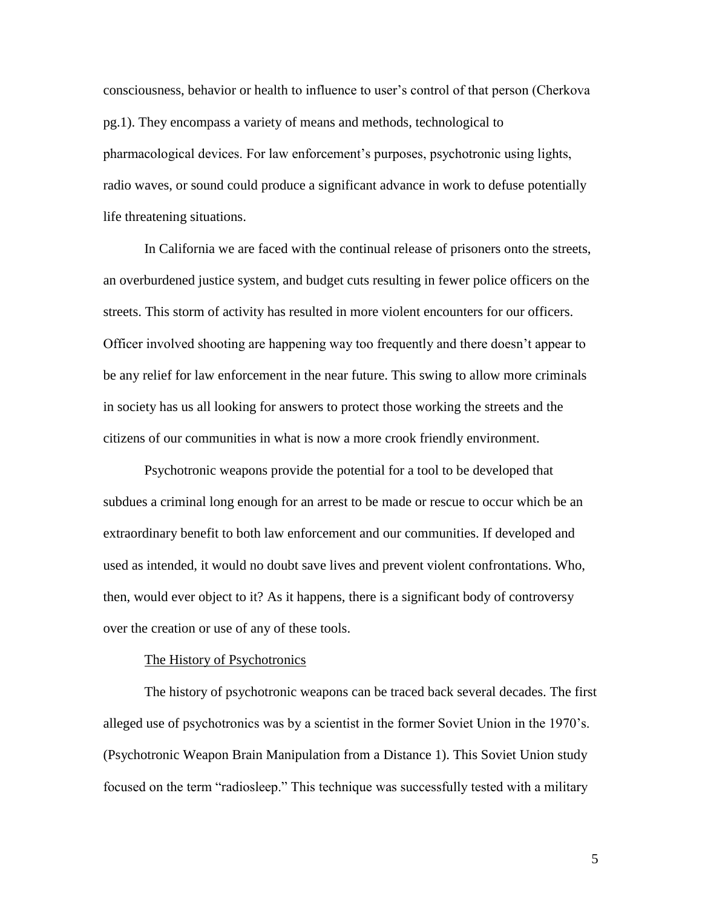consciousness, behavior or health to influence to user's control of that person (Cherkova pg.1). They encompass a variety of means and methods, technological to pharmacological devices. For law enforcement's purposes, psychotronic using lights, radio waves, or sound could produce a significant advance in work to defuse potentially life threatening situations.

In California we are faced with the continual release of prisoners onto the streets, an overburdened justice system, and budget cuts resulting in fewer police officers on the streets. This storm of activity has resulted in more violent encounters for our officers. Officer involved shooting are happening way too frequently and there doesn't appear to be any relief for law enforcement in the near future. This swing to allow more criminals in society has us all looking for answers to protect those working the streets and the citizens of our communities in what is now a more crook friendly environment.

Psychotronic weapons provide the potential for a tool to be developed that subdues a criminal long enough for an arrest to be made or rescue to occur which be an extraordinary benefit to both law enforcement and our communities. If developed and used as intended, it would no doubt save lives and prevent violent confrontations. Who, then, would ever object to it? As it happens, there is a significant body of controversy over the creation or use of any of these tools.

## The History of Psychotronics

The history of psychotronic weapons can be traced back several decades. The first alleged use of psychotronics was by a scientist in the former Soviet Union in the 1970's. (Psychotronic Weapon Brain Manipulation from a Distance 1). This Soviet Union study focused on the term "radiosleep." This technique was successfully tested with a military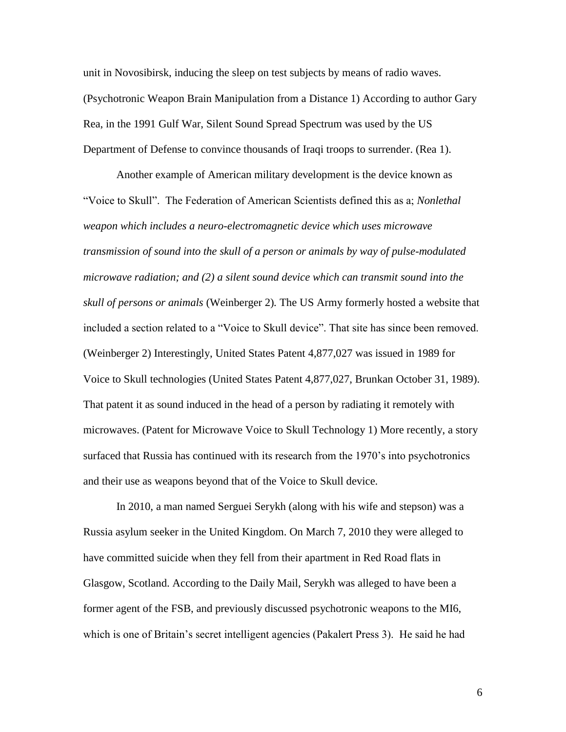unit in Novosibirsk, inducing the sleep on test subjects by means of radio waves. (Psychotronic Weapon Brain Manipulation from a Distance 1) According to author Gary Rea, in the 1991 Gulf War, Silent Sound Spread Spectrum was used by the US Department of Defense to convince thousands of Iraqi troops to surrender. (Rea 1).

Another example of American military development is the device known as "Voice to Skull". The Federation of American Scientists defined this as a; *Nonlethal weapon which includes a neuro-electromagnetic device which uses microwave transmission of sound into the skull of a person or animals by way of pulse-modulated microwave radiation; and (2) a silent sound device which can transmit sound into the skull of persons or animals* (Weinberger 2)*.* The US Army formerly hosted a website that included a section related to a "Voice to Skull device". That site has since been removed. (Weinberger 2) Interestingly, United States Patent 4,877,027 was issued in 1989 for Voice to Skull technologies (United States Patent 4,877,027, Brunkan October 31, 1989). That patent it as sound induced in the head of a person by radiating it remotely with microwaves. (Patent for Microwave Voice to Skull Technology 1) More recently, a story surfaced that Russia has continued with its research from the 1970's into psychotronics and their use as weapons beyond that of the Voice to Skull device.

In 2010, a man named Serguei Serykh (along with his wife and stepson) was a Russia asylum seeker in the United Kingdom. On March 7, 2010 they were alleged to have committed suicide when they fell from their apartment in Red Road flats in Glasgow, Scotland. According to the Daily Mail, Serykh was alleged to have been a former agent of the FSB, and previously discussed psychotronic weapons to the MI6, which is one of Britain's secret intelligent agencies (Pakalert Press 3). He said he had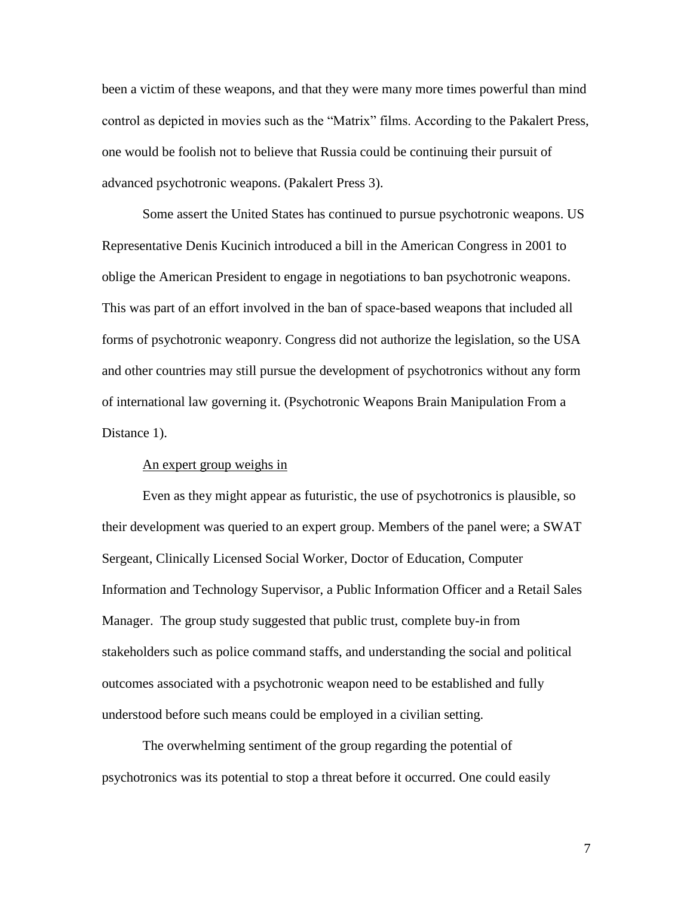been a victim of these weapons, and that they were many more times powerful than mind control as depicted in movies such as the "Matrix" films. According to the Pakalert Press, one would be foolish not to believe that Russia could be continuing their pursuit of advanced psychotronic weapons. (Pakalert Press 3).

Some assert the United States has continued to pursue psychotronic weapons. US Representative Denis Kucinich introduced a bill in the American Congress in 2001 to oblige the American President to engage in negotiations to ban psychotronic weapons. This was part of an effort involved in the ban of space-based weapons that included all forms of psychotronic weaponry. Congress did not authorize the legislation, so the USA and other countries may still pursue the development of psychotronics without any form of international law governing it. (Psychotronic Weapons Brain Manipulation From a Distance 1).

<u>An expert group weighs in</u>

Even as they might appear as futuristic, the use of psychotronics is plausible, so their development was queried to an expert group. Members of the panel were; a SWAT Sergeant, Clinically Licensed Social Worker, Doctor of Education, Computer Information and Technology Supervisor, a Public Information Officer and a Retail Sales Manager. The group study suggested that public trust, complete buy-in from stakeholders such as police command staffs, and understanding the social and political outcomes associated with a psychotronic weapon need to be established and fully understood before such means could be employed in a civilian setting.

The overwhelming sentiment of the group regarding the potential of psychotronics was its potential to stop a threat before it occurred. One could easily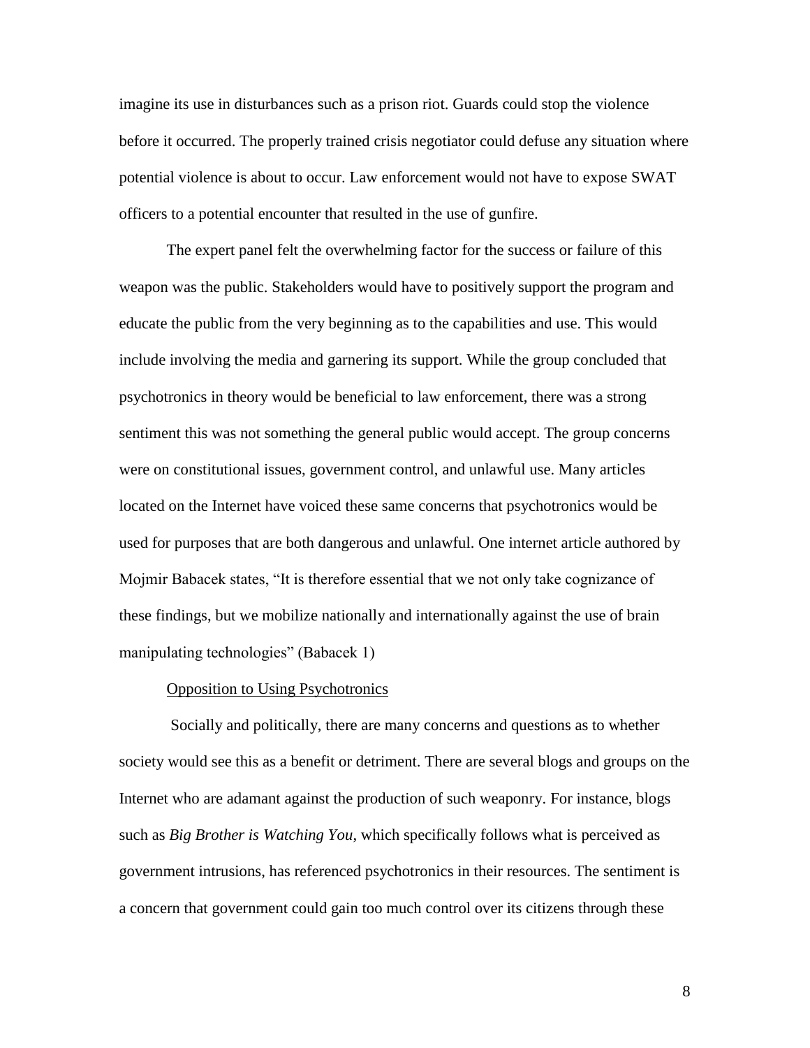imagine its use in disturbances such as a prison riot. Guards could stop the violence before it occurred. The properly trained crisis negotiator could defuse any situation where potential violence is about to occur. Law enforcement would not have to expose SWAT officers to a potential encounter that resulted in the use of gunfire.

The expert panel felt the overwhelming factor for the success or failure of this weapon was the public. Stakeholders would have to positively support the program and educate the public from the very beginning as to the capabilities and use. This would include involving the media and garnering its support. While the group concluded that psychotronics in theory would be beneficial to law enforcement, there was a strong sentiment this was not something the general public would accept. The group concerns were on constitutional issues, government control, and unlawful use. Many articles located on the Internet have voiced these same concerns that psychotronics would be used for purposes that are both dangerous and unlawful. One internet article authored by Mojmir Babacek states, "It is therefore essential that we not only take cognizance of these findings, but we mobilize nationally and internationally against the use of brain manipulating technologies" (Babacek 1)

<u>Opposition to Using Psychotronics</u>

Socially and politically, there are many concerns and questions as to whether society would see this as a benefit or detriment. There are several blogs and groups on the Internet who are adamant against the production of such weaponry. For instance, blogs such as *Big Brother is Watching You*, which specifically follows what is perceived as government intrusions, has referenced psychotronics in their resources. The sentiment is a concern that government could gain too much control over its citizens through these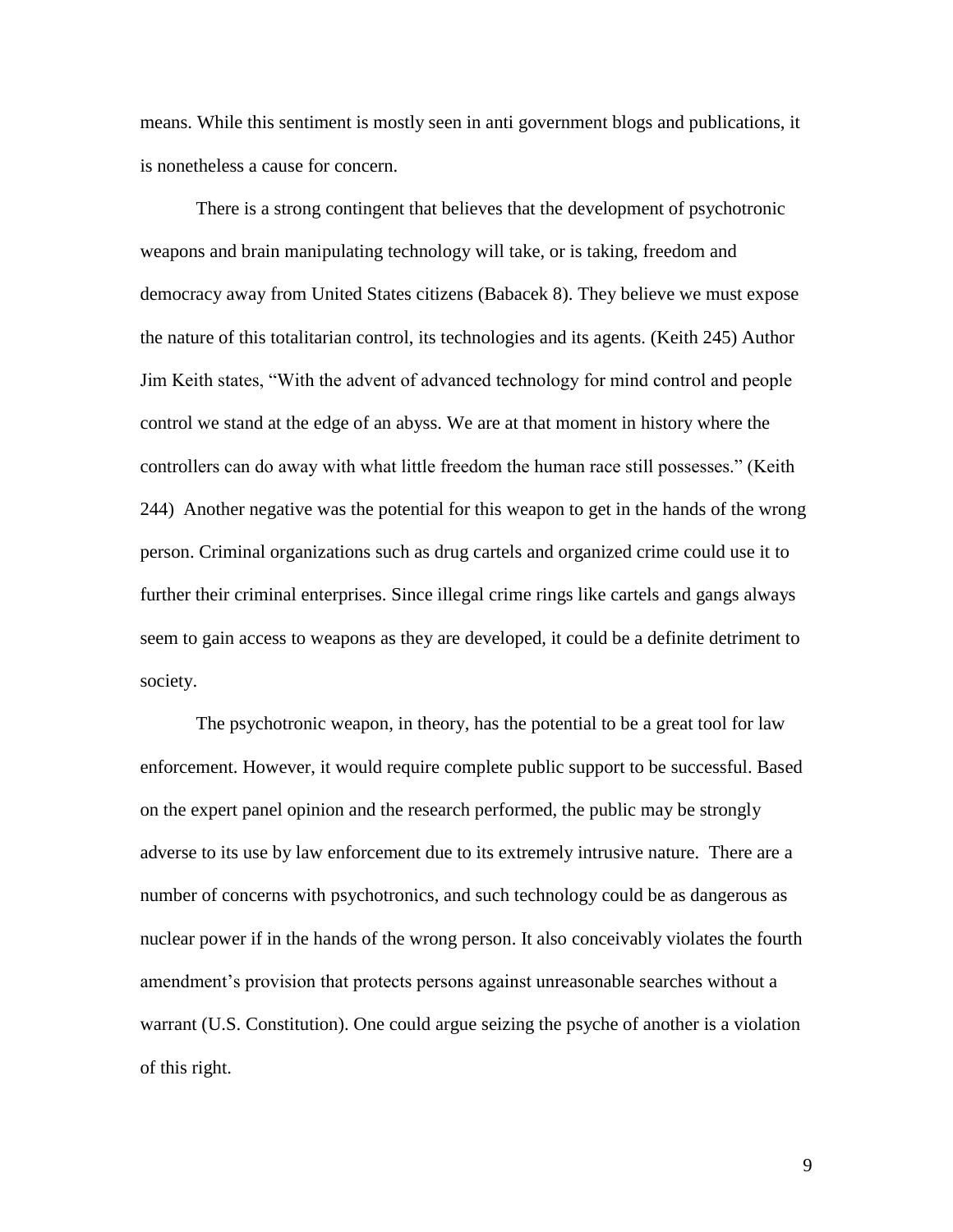means. While this sentiment is mostly seen in anti government blogs and publications, it is nonetheless a cause for concern.

There is a strong contingent that believes that the development of psychotronic weapons and brain manipulating technology will take, or is taking, freedom and democracy away from United States citizens (Babacek 8). They believe we must expose the nature of this totalitarian control, its technologies and its agents. (Keith 245) Author Jim Keith states, "With the advent of advanced technology for mind control and people control we stand at the edge of an abyss. We are at that moment in history where the controllers can do away with what little freedom the human race still possesses." (Keith 244) Another negative was the potential for this weapon to get in the hands of the wrong person. Criminal organizations such as drug cartels and organized crime could use it to further their criminal enterprises. Since illegal crime rings like cartels and gangs always seem to gain access to weapons as they are developed, it could be a definite detriment to society.

The psychotronic weapon, in theory, has the potential to be a great tool for law enforcement. However, it would require complete public support to be successful. Based on the expert panel opinion and the research performed, the public may be strongly adverse to its use by law enforcement due to its extremely intrusive nature. There are a number of concerns with psychotronics, and such technology could be as dangerous as nuclear power if in the hands of the wrong person. It also conceivably violates the fourth amendment's provision that protects persons against unreasonable searches without a warrant (U.S. Constitution). One could argue seizing the psyche of another is a violation of this right.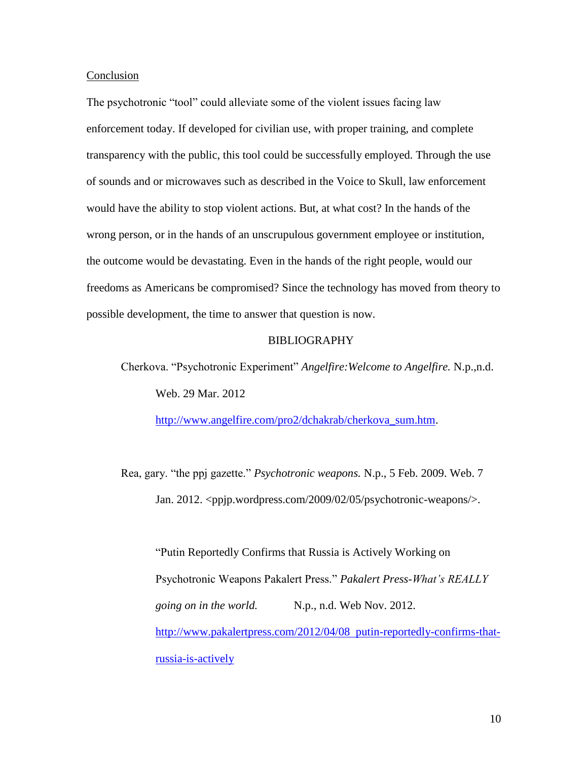Conclusion

The psychotronic "tool" could alleviate some of the violent issues facing law enforcement today. If developed for civilian use, with proper training, and complete transparency with the public, this tool could be successfully employed. Through the use of sounds and or microwaves such as described in the Voice to Skull, law enforcement would have the ability to stop violent actions. But, at what cost? In the hands of the wrong person, or in the hands of an unscrupulous government employee or institution, the outcome would be devastating. Even in the hands of the right people, would our freedoms as Americans be compromised? Since the technology has moved from theory to possible development, the time to answer that question is now.

BIBLIOGRAPHY

Cherkova. "Psychotronic Experiment" *Angelfire:Welcome to Angelfire.* N.p.,n.d. Web. 29 Mar. 2012 http://www.angelfire.com/pro2/dchakrab/cherkova_sum.htm.

Rea, gary. "the ppj gazette." *Psychotronic weapons.* N.p., 5 Feb. 2009. Web. 7 Jan. 2012. <ppjp.wordpress.com/2009/02/05/psychotronic-weapons/>.

"Putin Reportedly Confirms that Russia is Actively Working on Psychotronic Weapons Pakalert Press." *Pakalert Press-What's REALLY going on in the world.* N.p., n.d. Web Nov. 2012. http://www.pakalertpress.com/2012/04/08_putin-reportedly-confirms-that-russia-is-actively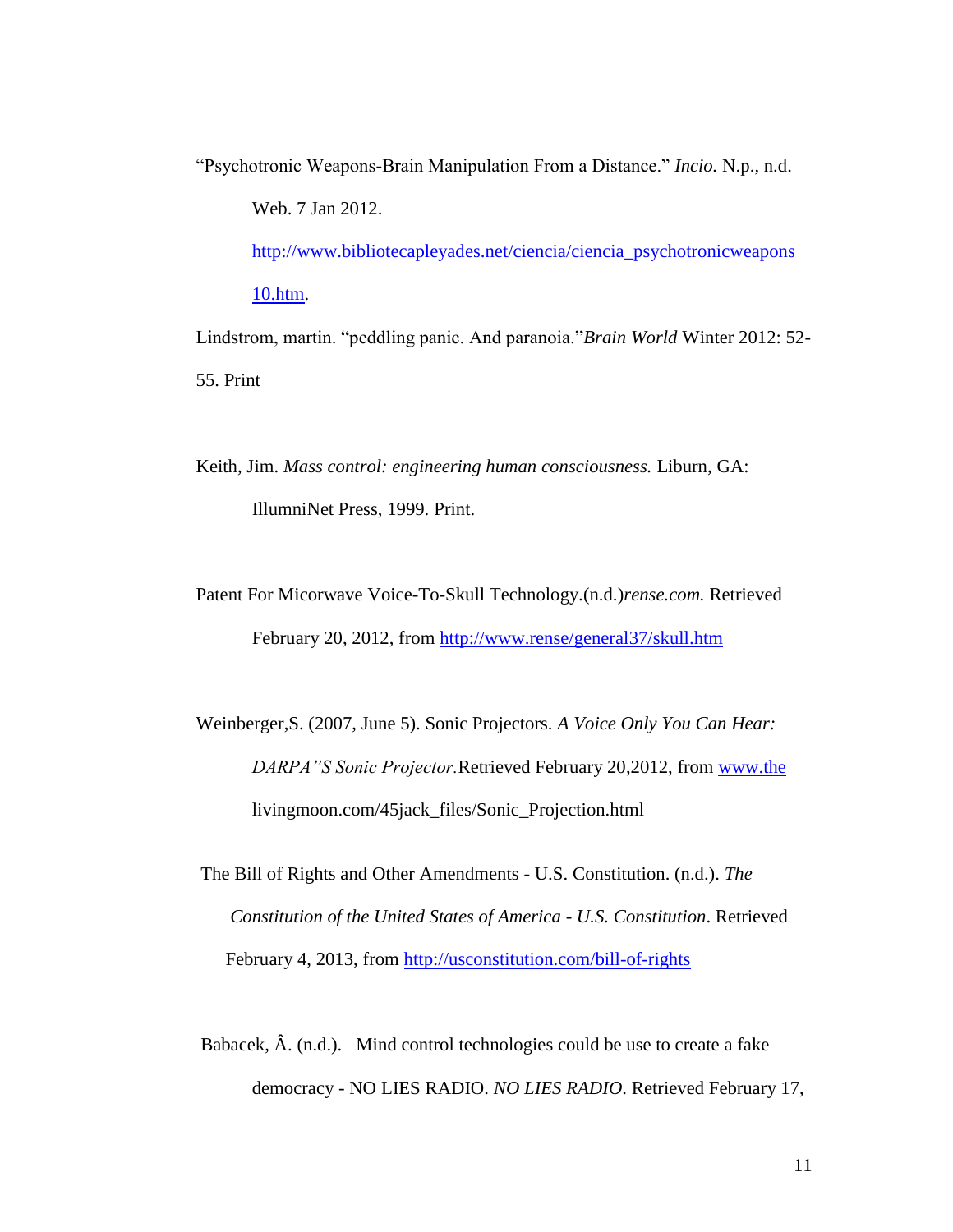“Psychotronic Weapons-Brain Manipulation From a Distance.” *Incio.* N.p., n.d. Web. 7 Jan 2012. http://www.bibliotecapleyades.net/ciencia/ciencia_psychotronicweapons10.htm.

Lindstrom, martin. “peddling panic. And paranoia.”*Brain World* Winter 2012: 52-55. Print

Keith, Jim. *Mass control: engineering human consciousness.* Liburn, GA: IllumniNet Press, 1999. Print.

Patent For Micorwave Voice-To-Skull Technology.(n.d.)*rense.com.* Retrieved February 20, 2012, from http://www.rense/general37/skull.htm

Weinberger,S. (2007, June 5). Sonic Projectors. *A Voice Only You Can Hear: DARPA”S Sonic Projector.*Retrieved February 20,2012, from www.the livingmoon.com/45jack_files/Sonic_Projection.html

The Bill of Rights and Other Amendments - U.S. Constitution. (n.d.). *The Constitution of the United States of America - U.S. Constitution*. Retrieved February 4, 2013, from http://usconstitution.com/bill-of-rights

Babacek, Â. (n.d.). Mind control technologies could be use to create a fake democracy - NO LIES RADIO. *NO LIES RADIO*. Retrieved February 17,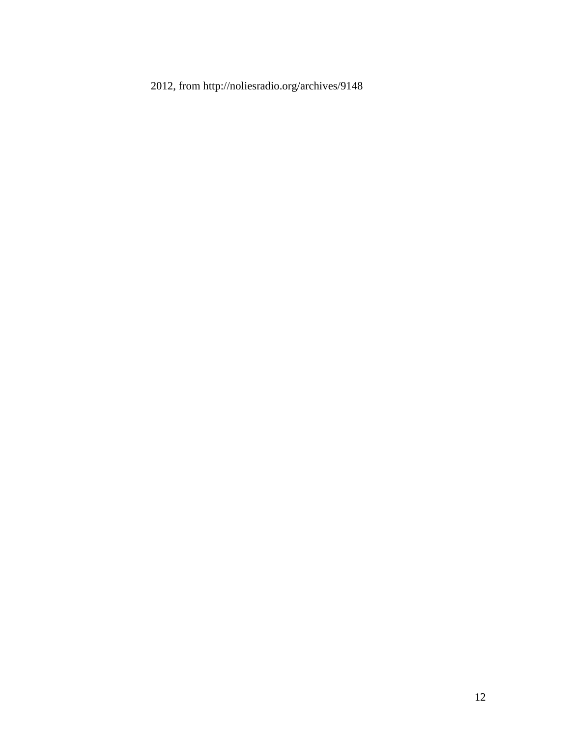2012, from http://noliesradio.org/archives/9148